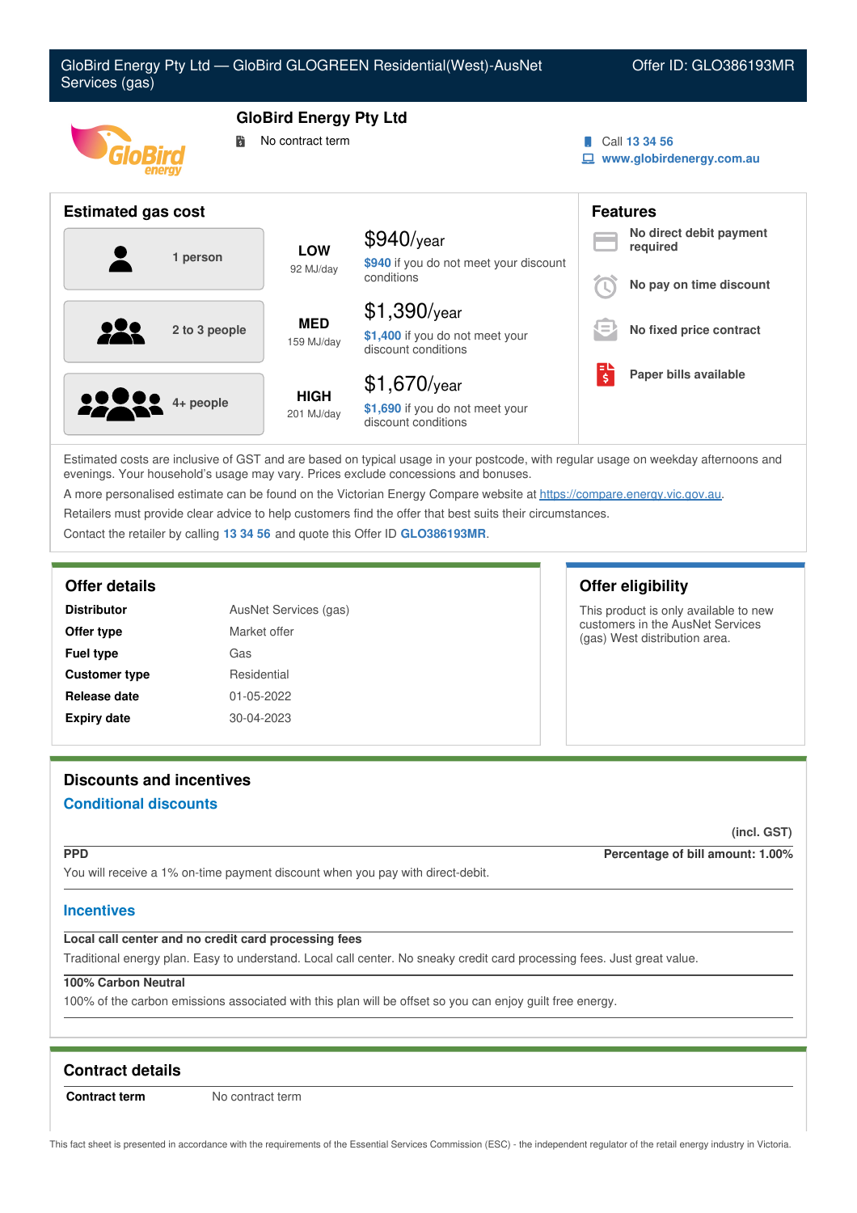# GloBird Energy Pty Ltd — GloBird GLOGREEN Residential(West)-AusNet Services (gas)

Offer ID: GLO386193MR

## GloBird Energy Pty Ltd

No contract term

Call 13 34 56

www.globirdenergy.com.au

## Estimated gas cost

| Household | Usage | Cost |
|---|---|---|
| 1 person | LOW 92 MJ/day | $940/year — $940 if you do not meet your discount conditions |
| 2 to 3 people | MED 159 MJ/day | $1,390/year — $1,400 if you do not meet your discount conditions |
| 4+ people | HIGH 201 MJ/day | $1,670/year — $1,690 if you do not meet your discount conditions |

## Features

- No direct debit payment required
- No pay on time discount
- No fixed price contract
- Paper bills available

Estimated costs are inclusive of GST and are based on typical usage in your postcode, with regular usage on weekday afternoons and evenings. Your household's usage may vary. Prices exclude concessions and bonuses.

A more personalised estimate can be found on the Victorian Energy Compare website at https://compare.energy.vic.gov.au.

Retailers must provide clear advice to help customers find the offer that best suits their circumstances.

Contact the retailer by calling 13 34 56 and quote this Offer ID GLO386193MR.

## Offer details

| | |
|---|---|
| **Distributor** | AusNet Services (gas) |
| **Offer type** | Market offer |
| **Fuel type** | Gas |
| **Customer type** | Residential |
| **Release date** | 01-05-2022 |
| **Expiry date** | 30-04-2023 |

## Offer eligibility

This product is only available to new customers in the AusNet Services (gas) West distribution area.

## Discounts and incentives

### Conditional discounts

(incl. GST)

**PPD** — Percentage of bill amount: 1.00%

You will receive a 1% on-time payment discount when you pay with direct-debit.

### Incentives

**Local call center and no credit card processing fees**

Traditional energy plan. Easy to understand. Local call center. No sneaky credit card processing fees. Just great value.

**100% Carbon Neutral**

100% of the carbon emissions associated with this plan will be offset so you can enjoy guilt free energy.

## Contract details

| | |
|---|---|
| **Contract term** | No contract term |

This fact sheet is presented in accordance with the requirements of the Essential Services Commission (ESC) - the independent regulator of the retail energy industry in Victoria.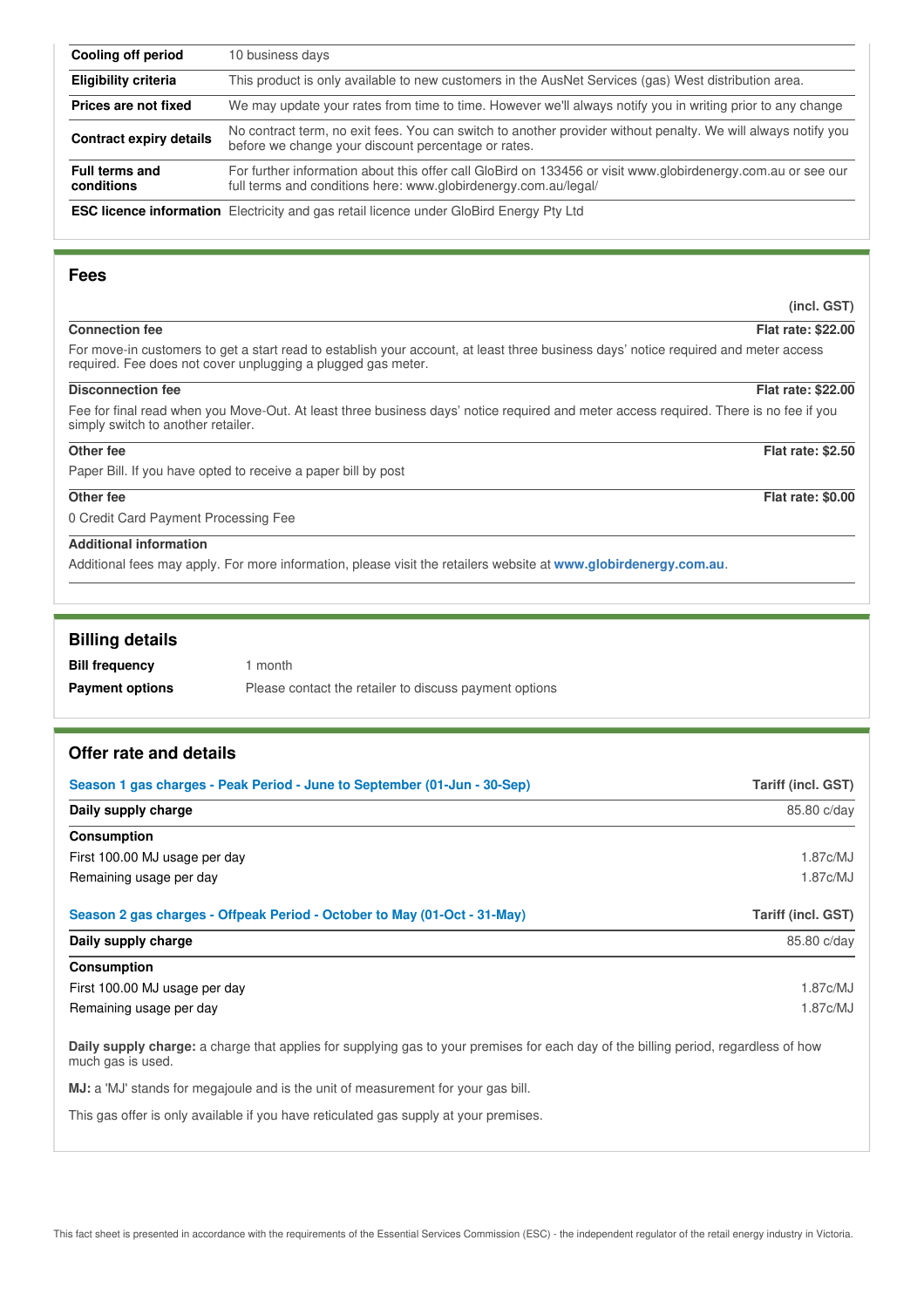| | |
|---|---|
| **Cooling off period** | 10 business days |
| **Eligibility criteria** | This product is only available to new customers in the AusNet Services (gas) West distribution area. |
| **Prices are not fixed** | We may update your rates from time to time. However we'll always notify you in writing prior to any change |
| **Contract expiry details** | No contract term, no exit fees. You can switch to another provider without penalty. We will always notify you before we change your discount percentage or rates. |
| **Full terms and conditions** | For further information about this offer call GloBird on 133456 or visit www.globirdenergy.com.au or see our full terms and conditions here: www.globirdenergy.com.au/legal/ |
| **ESC licence information** | Electricity and gas retail licence under GloBird Energy Pty Ltd |

## Fees

| | **(incl. GST)** |
|---|---|
| **Connection fee** | **Flat rate: $22.00** |

For move-in customers to get a start read to establish your account, at least three business days' notice required and meter access required. Fee does not cover unplugging a plugged gas meter.

| | |
|---|---|
| **Disconnection fee** | **Flat rate: $22.00** |

Fee for final read when you Move-Out. At least three business days' notice required and meter access required. There is no fee if you simply switch to another retailer.

| | |
|---|---|
| **Other fee** | **Flat rate: $2.50** |

Paper Bill. If you have opted to receive a paper bill by post

| | |
|---|---|
| **Other fee** | **Flat rate: $0.00** |

0 Credit Card Payment Processing Fee

**Additional information**

Additional fees may apply. For more information, please visit the retailers website at **www.globirdenergy.com.au**.

## Billing details

| | |
|---|---|
| **Bill frequency** | 1 month |
| **Payment options** | Please contact the retailer to discuss payment options |

## Offer rate and details

| Season 1 gas charges - Peak Period - June to September (01-Jun - 30-Sep) | Tariff (incl. GST) |
|---|---|
| **Daily supply charge** | 85.80 c/day |
| **Consumption** | |
| First 100.00 MJ usage per day | 1.87c/MJ |
| Remaining usage per day | 1.87c/MJ |

| Season 2 gas charges - Offpeak Period - October to May (01-Oct - 31-May) | Tariff (incl. GST) |
|---|---|
| **Daily supply charge** | 85.80 c/day |
| **Consumption** | |
| First 100.00 MJ usage per day | 1.87c/MJ |
| Remaining usage per day | 1.87c/MJ |

**Daily supply charge:** a charge that applies for supplying gas to your premises for each day of the billing period, regardless of how much gas is used.

**MJ:** a 'MJ' stands for megajoule and is the unit of measurement for your gas bill.

This gas offer is only available if you have reticulated gas supply at your premises.

This fact sheet is presented in accordance with the requirements of the Essential Services Commission (ESC) - the independent regulator of the retail energy industry in Victoria.